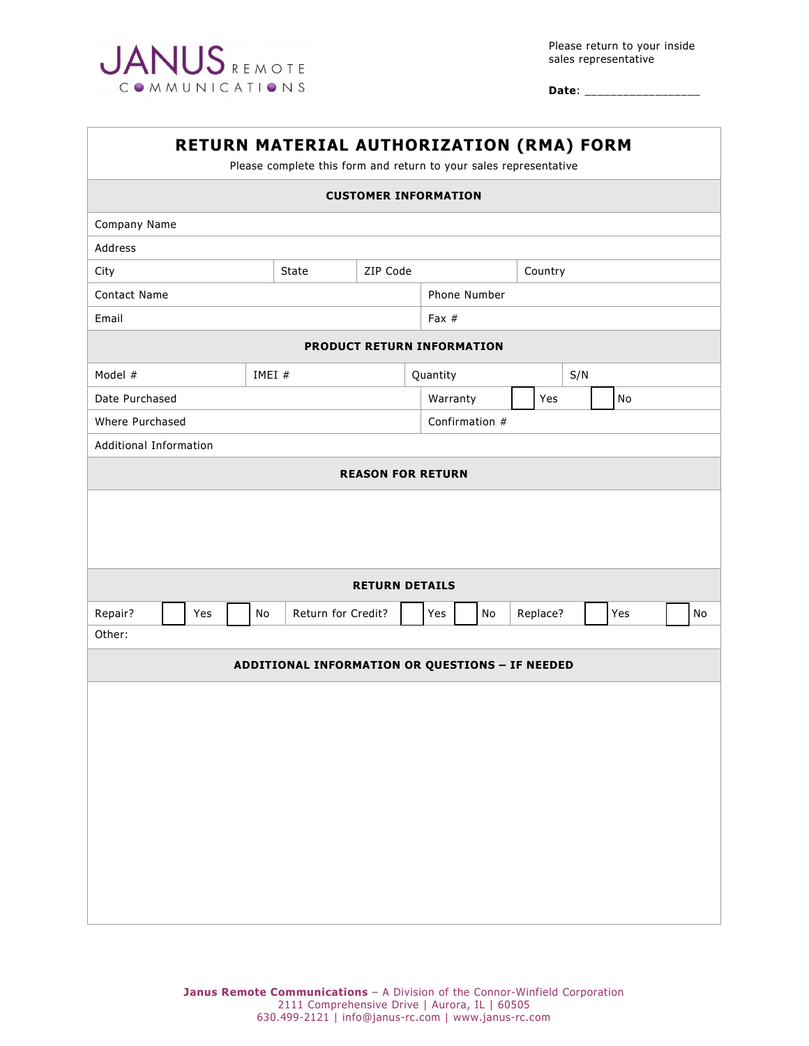JANUS REMOTE COMMUNICATIONS

Please return to your inside sales representative

**Date**: ________________

# RETURN MATERIAL AUTHORIZATION (RMA) FORM

Please complete this form and return to your sales representative

## CUSTOMER INFORMATION

| | | | |
|---|---|---|---|
| Company Name | | | |
| Address | | | |
| City | State | ZIP Code | Country |
| Contact Name | | Phone Number | |
| Email | | Fax # | |

## PRODUCT RETURN INFORMATION

| | | | |
|---|---|---|---|
| Model # | IMEI # | Quantity | S/N |
| Date Purchased | | Warranty ☐ Yes ☐ No | |
| Where Purchased | | Confirmation # | |
| Additional Information | | | |

## REASON FOR RETURN

## RETURN DETAILS

| | | |
|---|---|---|
| Repair? ☐ Yes ☐ No | Return for Credit? ☐ Yes ☐ No | Replace? ☐ Yes ☐ No |
| Other: | | |

## ADDITIONAL INFORMATION OR QUESTIONS – IF NEEDED

**Janus Remote Communications** – A Division of the Connor-Winfield Corporation
2111 Comprehensive Drive | Aurora, IL | 60505
630.499-2121 | info@janus-rc.com | www.janus-rc.com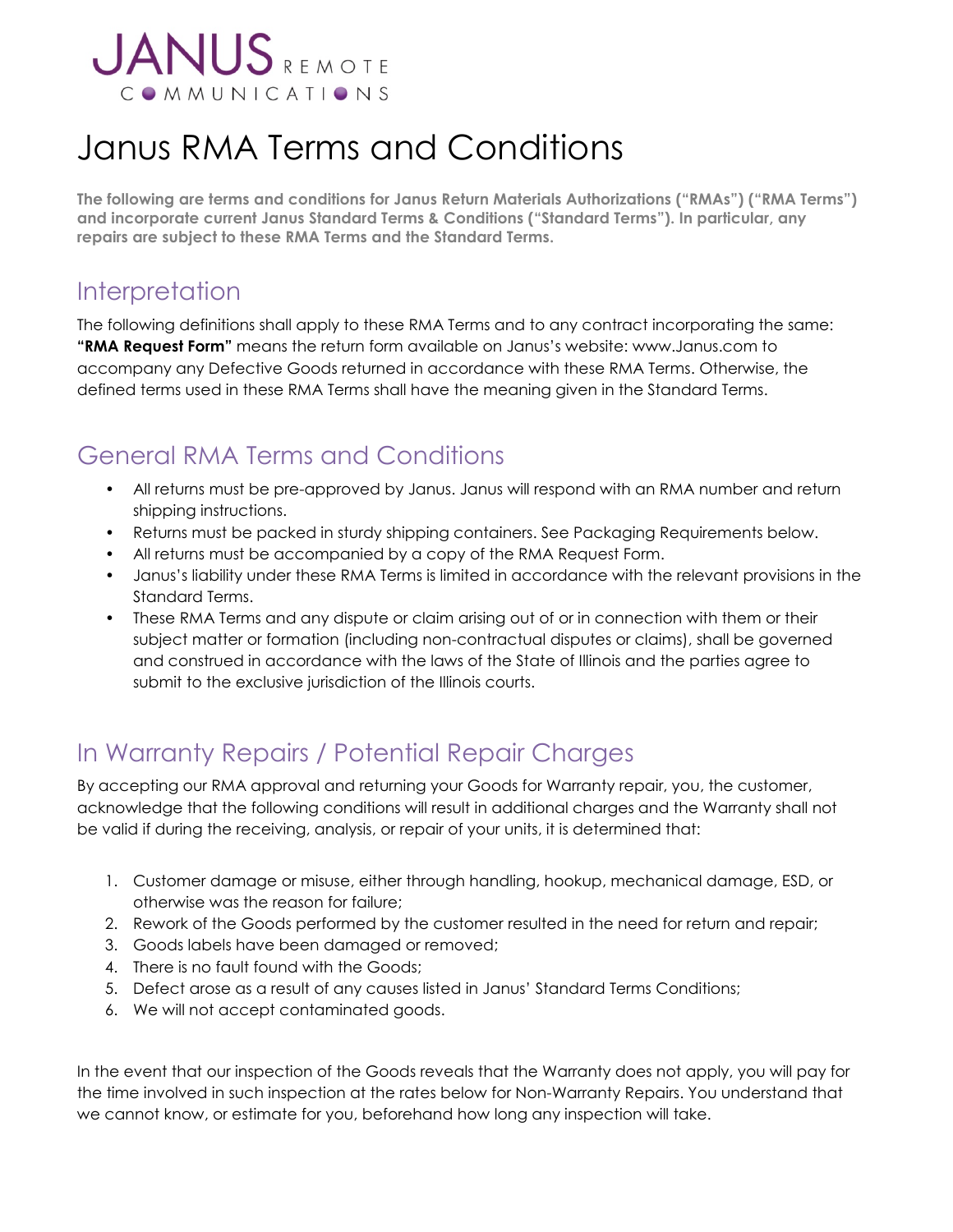JANUS REMOTE COMMUNICATIONS

# Janus RMA Terms and Conditions

**The following are terms and conditions for Janus Return Materials Authorizations ("RMAs") ("RMA Terms") and incorporate current Janus Standard Terms & Conditions ("Standard Terms"). In particular, any repairs are subject to these RMA Terms and the Standard Terms.**

## Interpretation

The following definitions shall apply to these RMA Terms and to any contract incorporating the same: **"RMA Request Form"** means the return form available on Janus's website: www.Janus.com to accompany any Defective Goods returned in accordance with these RMA Terms. Otherwise, the defined terms used in these RMA Terms shall have the meaning given in the Standard Terms.

## General RMA Terms and Conditions

- All returns must be pre-approved by Janus. Janus will respond with an RMA number and return shipping instructions.
- Returns must be packed in sturdy shipping containers. See Packaging Requirements below.
- All returns must be accompanied by a copy of the RMA Request Form.
- Janus's liability under these RMA Terms is limited in accordance with the relevant provisions in the Standard Terms.
- These RMA Terms and any dispute or claim arising out of or in connection with them or their subject matter or formation (including non-contractual disputes or claims), shall be governed and construed in accordance with the laws of the State of Illinois and the parties agree to submit to the exclusive jurisdiction of the Illinois courts.

## In Warranty Repairs / Potential Repair Charges

By accepting our RMA approval and returning your Goods for Warranty repair, you, the customer, acknowledge that the following conditions will result in additional charges and the Warranty shall not be valid if during the receiving, analysis, or repair of your units, it is determined that:

1. Customer damage or misuse, either through handling, hookup, mechanical damage, ESD, or otherwise was the reason for failure;
2. Rework of the Goods performed by the customer resulted in the need for return and repair;
3. Goods labels have been damaged or removed;
4. There is no fault found with the Goods;
5. Defect arose as a result of any causes listed in Janus' Standard Terms Conditions;
6. We will not accept contaminated goods.

In the event that our inspection of the Goods reveals that the Warranty does not apply, you will pay for the time involved in such inspection at the rates below for Non-Warranty Repairs. You understand that we cannot know, or estimate for you, beforehand how long any inspection will take.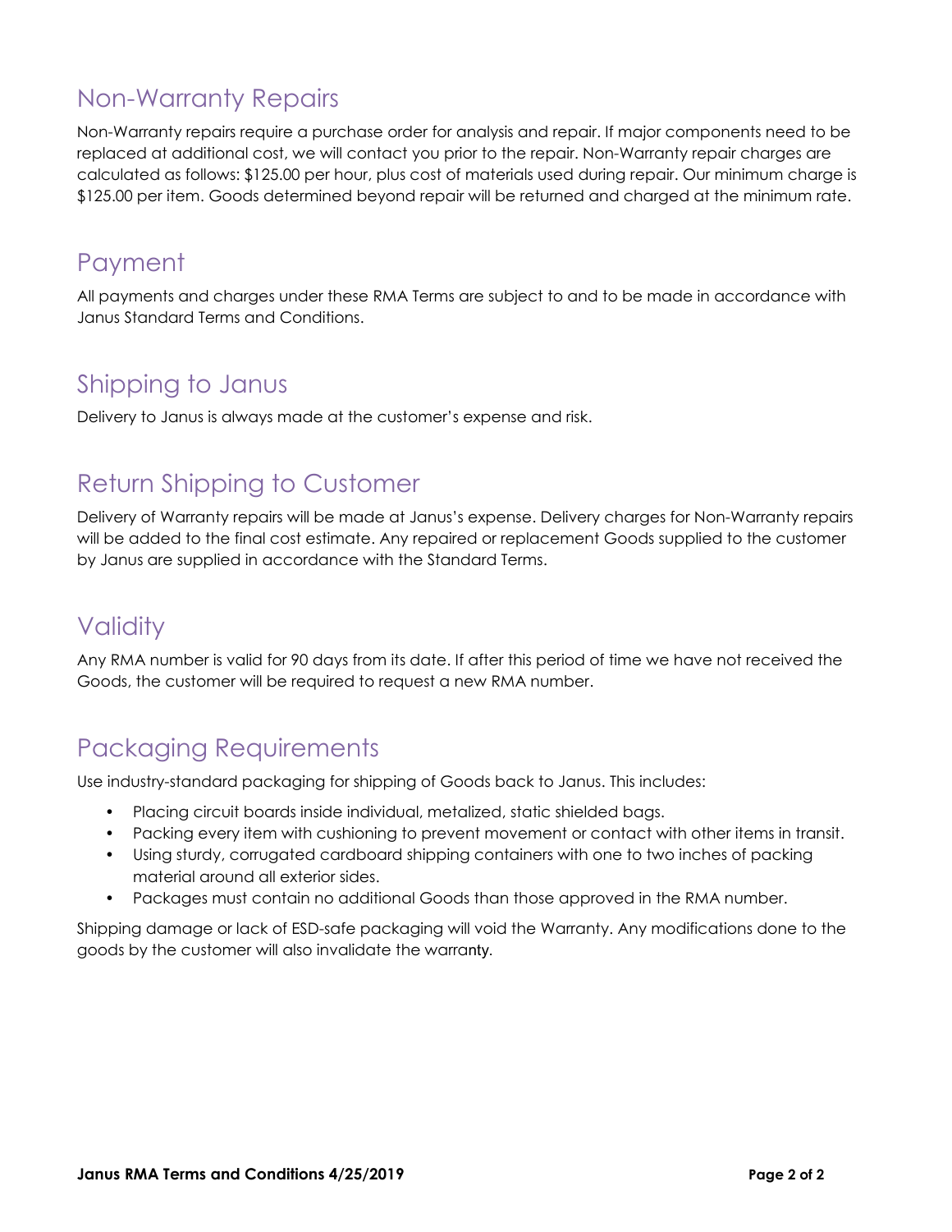## Non-Warranty Repairs

Non-Warranty repairs require a purchase order for analysis and repair. If major components need to be replaced at additional cost, we will contact you prior to the repair. Non-Warranty repair charges are calculated as follows: $125.00 per hour, plus cost of materials used during repair. Our minimum charge is $125.00 per item. Goods determined beyond repair will be returned and charged at the minimum rate.

## Payment

All payments and charges under these RMA Terms are subject to and to be made in accordance with Janus Standard Terms and Conditions.

## Shipping to Janus

Delivery to Janus is always made at the customer's expense and risk.

## Return Shipping to Customer

Delivery of Warranty repairs will be made at Janus's expense. Delivery charges for Non-Warranty repairs will be added to the final cost estimate. Any repaired or replacement Goods supplied to the customer by Janus are supplied in accordance with the Standard Terms.

## Validity

Any RMA number is valid for 90 days from its date. If after this period of time we have not received the Goods, the customer will be required to request a new RMA number.

## Packaging Requirements

Use industry-standard packaging for shipping of Goods back to Janus. This includes:

- Placing circuit boards inside individual, metalized, static shielded bags.
- Packing every item with cushioning to prevent movement or contact with other items in transit.
- Using sturdy, corrugated cardboard shipping containers with one to two inches of packing material around all exterior sides.
- Packages must contain no additional Goods than those approved in the RMA number.

Shipping damage or lack of ESD-safe packaging will void the Warranty. Any modifications done to the goods by the customer will also invalidate the warranty.